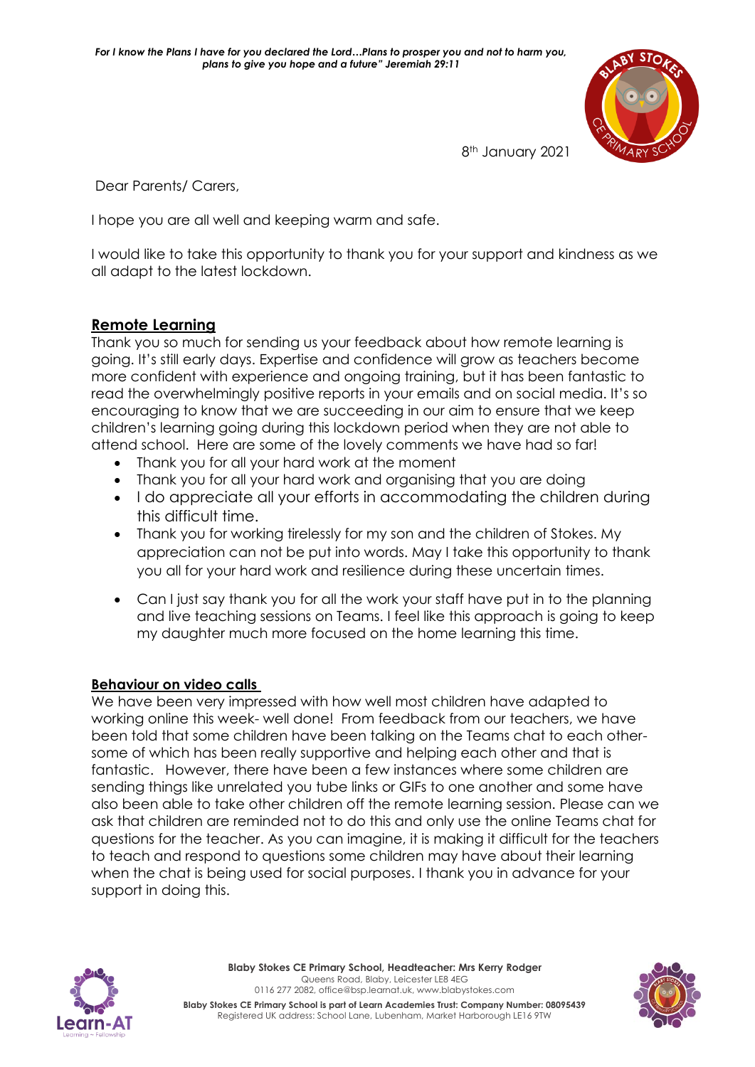*For I know the Plans I have for you declared the Lord…Plans to prosper you and not to harm you, plans to give you hope and a future" Jeremiah 29:11*

8th January 2021

Dear Parents/ Carers,

I hope you are all well and keeping warm and safe.

I would like to take this opportunity to thank you for your support and kindness as we all adapt to the latest lockdown.

## Remote Learning

Thank you so much for sending us your feedback about how remote learning is going. It's still early days. Expertise and confidence will grow as teachers become more confident with experience and ongoing training, but it has been fantastic to read the overwhelmingly positive reports in your emails and on social media. It's so encouraging to know that we are succeeding in our aim to ensure that we keep children's learning going during this lockdown period when they are not able to attend school. Here are some of the lovely comments we have had so far!

- Thank you for all your hard work at the moment
- Thank you for all your hard work and organising that you are doing
- I do appreciate all your efforts in accommodating the children during this difficult time.
- Thank you for working tirelessly for my son and the children of Stokes. My appreciation can not be put into words. May I take this opportunity to thank you all for your hard work and resilience during these uncertain times.
- Can I just say thank you for all the work your staff have put in to the planning and live teaching sessions on Teams. I feel like this approach is going to keep my daughter much more focused on the home learning this time.

## Behaviour on video calls

We have been very impressed with how well most children have adapted to working online this week- well done! From feedback from our teachers, we have been told that some children have been talking on the Teams chat to each other- some of which has been really supportive and helping each other and that is fantastic. However, there have been a few instances where some children are sending things like unrelated you tube links or GIFs to one another and some have also been able to take other children off the remote learning session. Please can we ask that children are reminded not to do this and only use the online Teams chat for questions for the teacher. As you can imagine, it is making it difficult for the teachers to teach and respond to questions some children may have about their learning when the chat is being used for social purposes. I thank you in advance for your support in doing this.

**Blaby Stokes CE Primary School, Headteacher: Mrs Kerry Rodger**
Queens Road, Blaby, Leicester LE8 4EG
0116 277 2082, office@bsp.learnat.uk, www.blabystokes.com
**Blaby Stokes CE Primary School is part of Learn Academies Trust: Company Number: 08095439**
Registered UK address: School Lane, Lubenham, Market Harborough LE16 9TW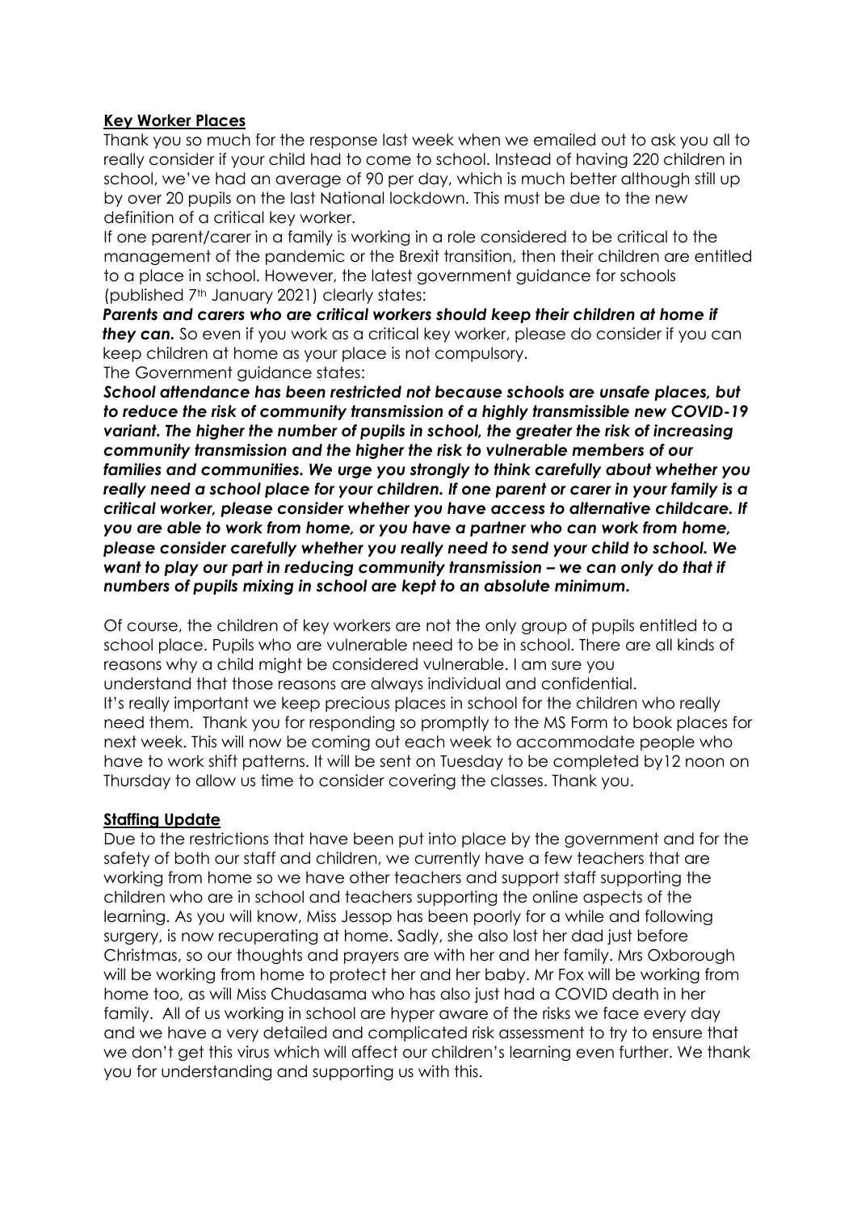## Key Worker Places

Thank you so much for the response last week when we emailed out to ask you all to really consider if your child had to come to school. Instead of having 220 children in school, we've had an average of 90 per day, which is much better although still up by over 20 pupils on the last National lockdown. This must be due to the new definition of a critical key worker.

If one parent/carer in a family is working in a role considered to be critical to the management of the pandemic or the Brexit transition, then their children are entitled to a place in school. However, the latest government guidance for schools (published 7th January 2021) clearly states:

***Parents and carers who are critical workers should keep their children at home if they can.*** So even if you work as a critical key worker, please do consider if you can keep children at home as your place is not compulsory.

The Government guidance states:

***School attendance has been restricted not because schools are unsafe places, but to reduce the risk of community transmission of a highly transmissible new COVID-19 variant. The higher the number of pupils in school, the greater the risk of increasing community transmission and the higher the risk to vulnerable members of our families and communities. We urge you strongly to think carefully about whether you really need a school place for your children. If one parent or carer in your family is a critical worker, please consider whether you have access to alternative childcare. If you are able to work from home, or you have a partner who can work from home, please consider carefully whether you really need to send your child to school. We want to play our part in reducing community transmission – we can only do that if numbers of pupils mixing in school are kept to an absolute minimum.***

Of course, the children of key workers are not the only group of pupils entitled to a school place. Pupils who are vulnerable need to be in school. There are all kinds of reasons why a child might be considered vulnerable. I am sure you understand that those reasons are always individual and confidential.

It's really important we keep precious places in school for the children who really need them. Thank you for responding so promptly to the MS Form to book places for next week. This will now be coming out each week to accommodate people who have to work shift patterns. It will be sent on Tuesday to be completed by12 noon on Thursday to allow us time to consider covering the classes. Thank you.

## Staffing Update

Due to the restrictions that have been put into place by the government and for the safety of both our staff and children, we currently have a few teachers that are working from home so we have other teachers and support staff supporting the children who are in school and teachers supporting the online aspects of the learning. As you will know, Miss Jessop has been poorly for a while and following surgery, is now recuperating at home. Sadly, she also lost her dad just before Christmas, so our thoughts and prayers are with her and her family. Mrs Oxborough will be working from home to protect her and her baby. Mr Fox will be working from home too, as will Miss Chudasama who has also just had a COVID death in her family. All of us working in school are hyper aware of the risks we face every day and we have a very detailed and complicated risk assessment to try to ensure that we don't get this virus which will affect our children's learning even further. We thank you for understanding and supporting us with this.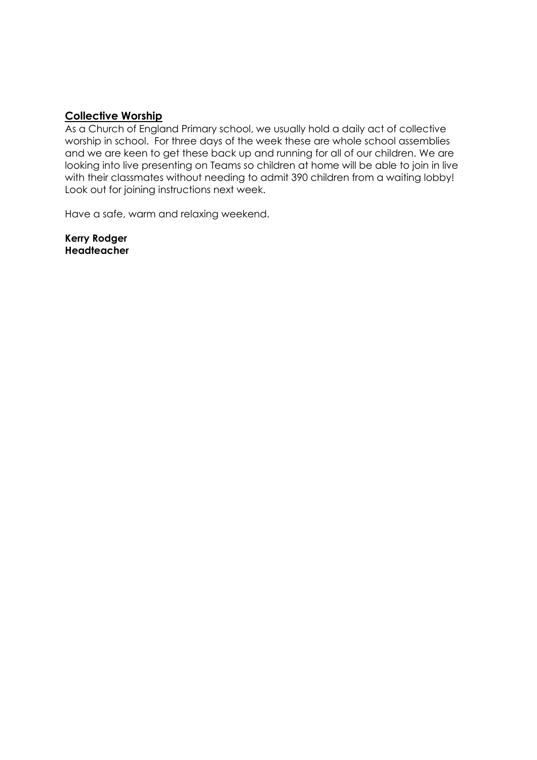## Collective Worship

As a Church of England Primary school, we usually hold a daily act of collective worship in school. For three days of the week these are whole school assemblies and we are keen to get these back up and running for all of our children. We are looking into live presenting on Teams so children at home will be able to join in live with their classmates without needing to admit 390 children from a waiting lobby! Look out for joining instructions next week.

Have a safe, warm and relaxing weekend.

**Kerry Rodger**
**Headteacher**